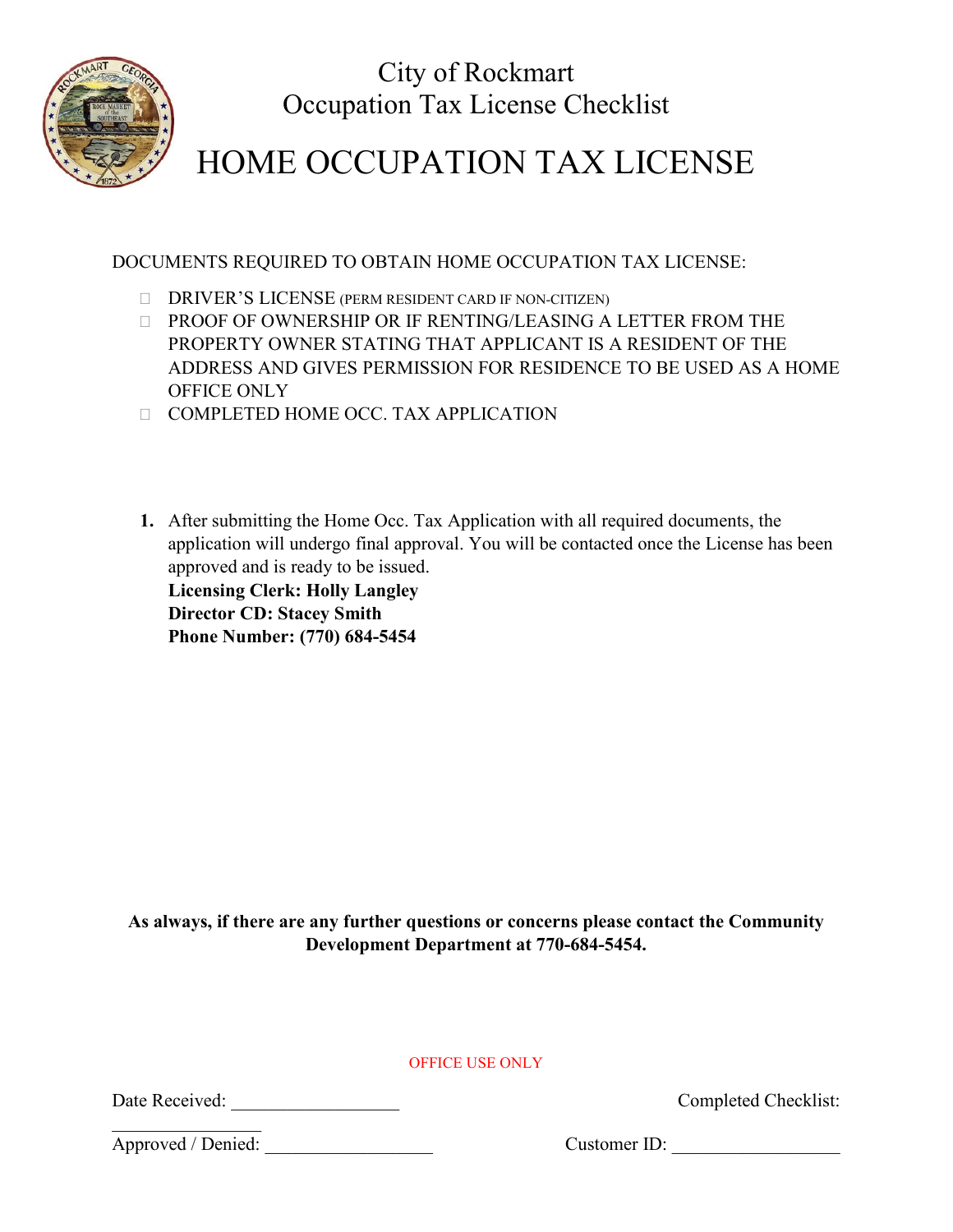# City of Rockmart
## Occupation Tax License Checklist

# HOME OCCUPATION TAX LICENSE

DOCUMENTS REQUIRED TO OBTAIN HOME OCCUPATION TAX LICENSE:

- ☐ DRIVER'S LICENSE (PERM RESIDENT CARD IF NON-CITIZEN)
- ☐ PROOF OF OWNERSHIP OR IF RENTING/LEASING A LETTER FROM THE PROPERTY OWNER STATING THAT APPLICANT IS A RESIDENT OF THE ADDRESS AND GIVES PERMISSION FOR RESIDENCE TO BE USED AS A HOME OFFICE ONLY
- ☐ COMPLETED HOME OCC. TAX APPLICATION

1. After submitting the Home Occ. Tax Application with all required documents, the application will undergo final approval. You will be contacted once the License has been approved and is ready to be issued.
   **Licensing Clerk: Holly Langley**
   **Director CD: Stacey Smith**
   **Phone Number: (770) 684-5454**

**As always, if there are any further questions or concerns please contact the Community Development Department at 770-684-5454.**

OFFICE USE ONLY

Date Received: __________________ Completed Checklist: __________________

Approved / Denied: __________________ Customer ID: __________________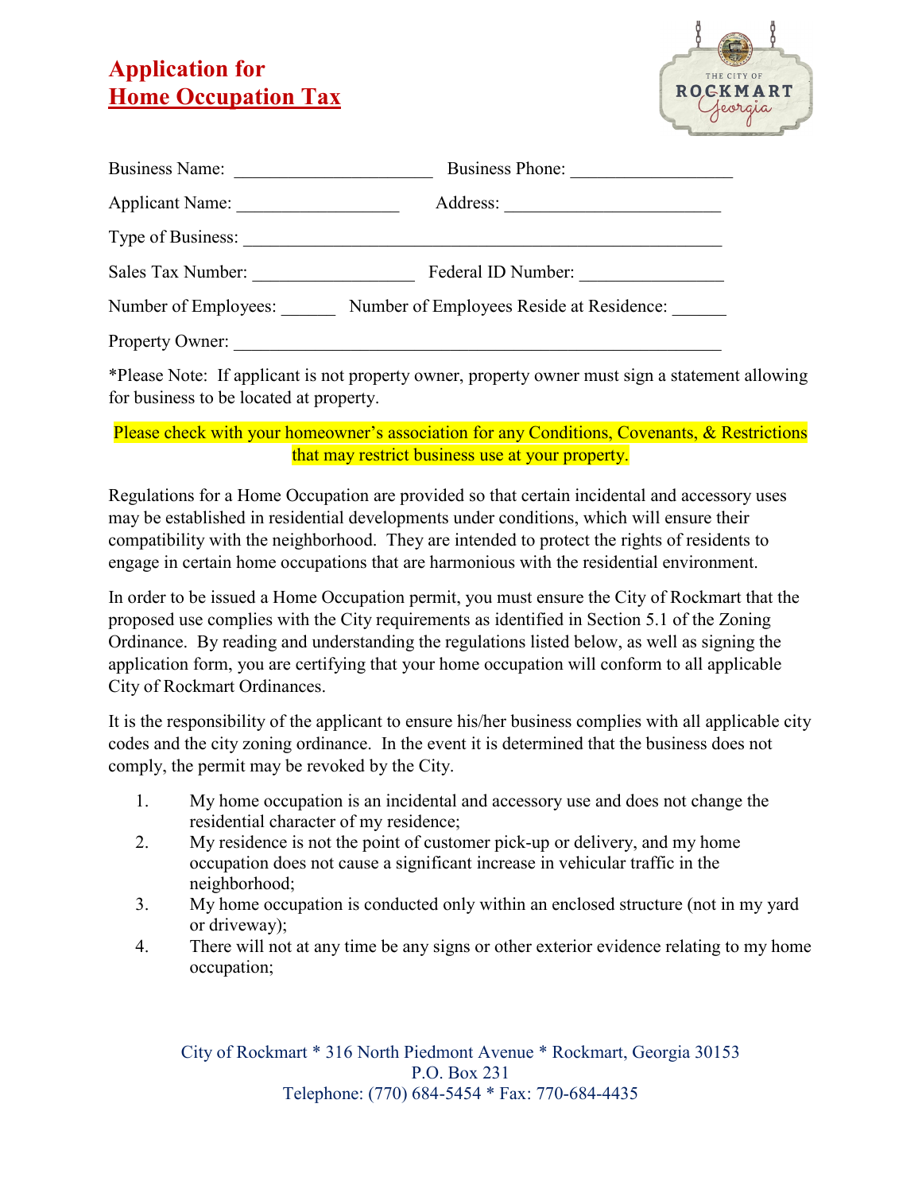# Application for Home Occupation Tax

Business Name: ______________________ Business Phone: __________________

Applicant Name: __________________ Address: ________________________

Type of Business: _____________________________________________________

Sales Tax Number: __________________ Federal ID Number: ________________

Number of Employees: ______ Number of Employees Reside at Residence: ______

Property Owner: _______________________________________________________

*Please Note: If applicant is not property owner, property owner must sign a statement allowing for business to be located at property.

Please check with your homeowner's association for any Conditions, Covenants, & Restrictions that may restrict business use at your property.

Regulations for a Home Occupation are provided so that certain incidental and accessory uses may be established in residential developments under conditions, which will ensure their compatibility with the neighborhood. They are intended to protect the rights of residents to engage in certain home occupations that are harmonious with the residential environment.

In order to be issued a Home Occupation permit, you must ensure the City of Rockmart that the proposed use complies with the City requirements as identified in Section 5.1 of the Zoning Ordinance. By reading and understanding the regulations listed below, as well as signing the application form, you are certifying that your home occupation will conform to all applicable City of Rockmart Ordinances.

It is the responsibility of the applicant to ensure his/her business complies with all applicable city codes and the city zoning ordinance. In the event it is determined that the business does not comply, the permit may be revoked by the City.

1. My home occupation is an incidental and accessory use and does not change the residential character of my residence;
2. My residence is not the point of customer pick-up or delivery, and my home occupation does not cause a significant increase in vehicular traffic in the neighborhood;
3. My home occupation is conducted only within an enclosed structure (not in my yard or driveway);
4. There will not at any time be any signs or other exterior evidence relating to my home occupation;

City of Rockmart * 316 North Piedmont Avenue * Rockmart, Georgia 30153
P.O. Box 231
Telephone: (770) 684-5454 * Fax: 770-684-4435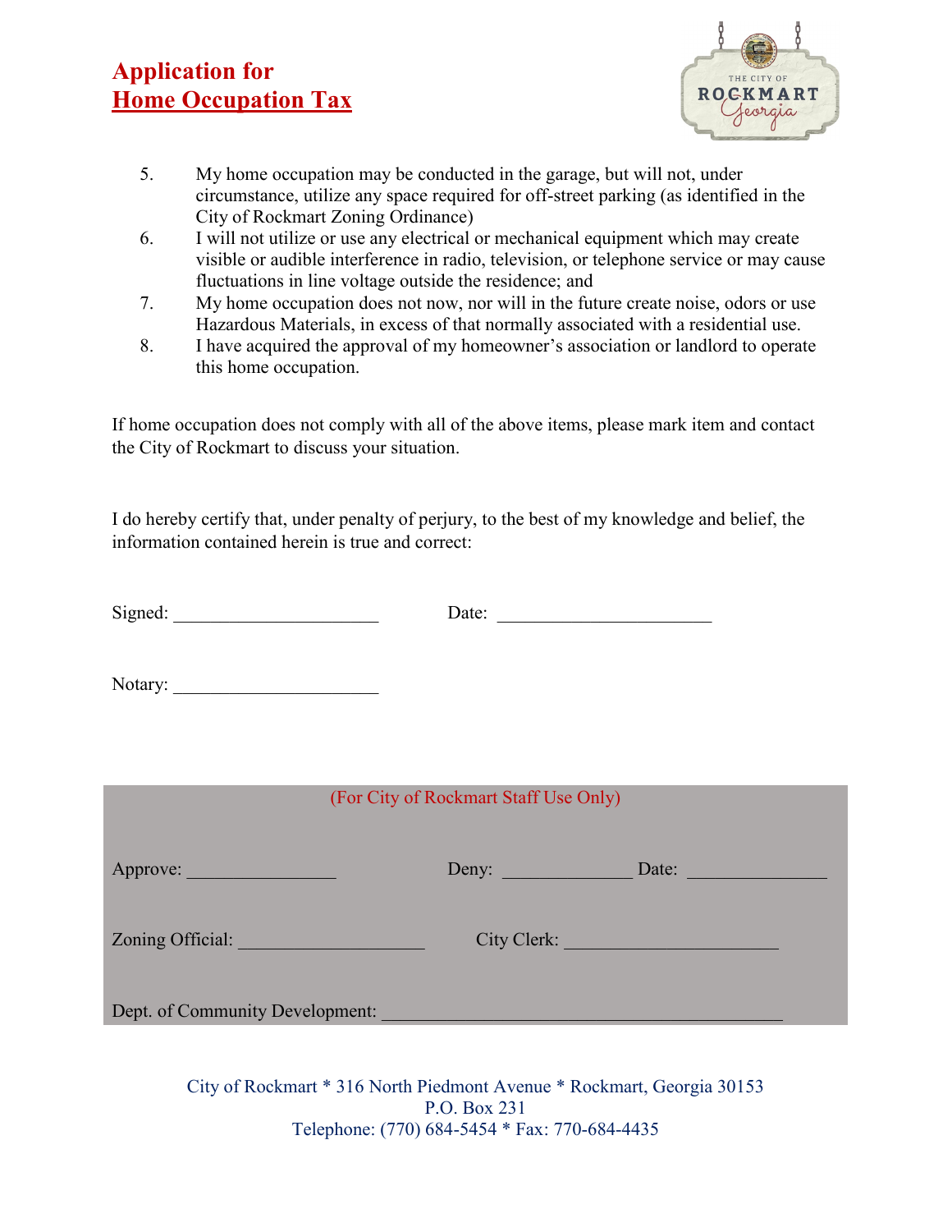# Application for Home Occupation Tax

5. My home occupation may be conducted in the garage, but will not, under circumstance, utilize any space required for off-street parking (as identified in the City of Rockmart Zoning Ordinance)
6. I will not utilize or use any electrical or mechanical equipment which may create visible or audible interference in radio, television, or telephone service or may cause fluctuations in line voltage outside the residence; and
7. My home occupation does not now, nor will in the future create noise, odors or use Hazardous Materials, in excess of that normally associated with a residential use.
8. I have acquired the approval of my homeowner's association or landlord to operate this home occupation.

If home occupation does not comply with all of the above items, please mark item and contact the City of Rockmart to discuss your situation.

I do hereby certify that, under penalty of perjury, to the best of my knowledge and belief, the information contained herein is true and correct:

Signed: ______________________ Date: _______________________

Notary: ______________________

(For City of Rockmart Staff Use Only)

Approve: ________________ Deny: ______________ Date: _______________

Zoning Official: ____________________ City Clerk: _______________________

Dept. of Community Development: ___________________________________________

City of Rockmart * 316 North Piedmont Avenue * Rockmart, Georgia 30153
P.O. Box 231
Telephone: (770) 684-5454 * Fax: 770-684-4435